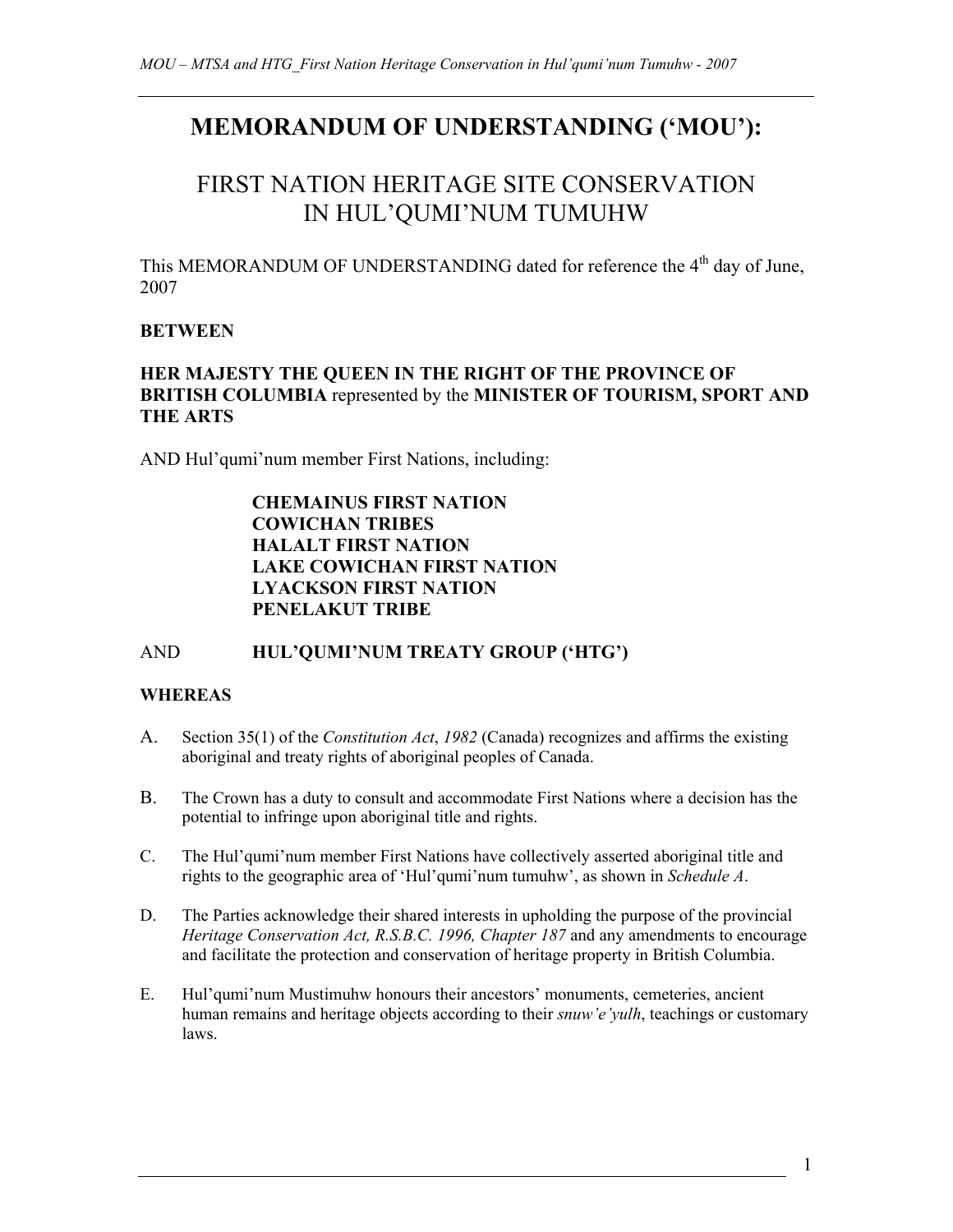# MEMORANDUM OF UNDERSTANDING ('MOU'):

## FIRST NATION HERITAGE SITE CONSERVATION IN HUL'QUMI'NUM TUMUHW

This MEMORANDUM OF UNDERSTANDING dated for reference the 4th day of June, 2007

**BETWEEN**

**HER MAJESTY THE QUEEN IN THE RIGHT OF THE PROVINCE OF BRITISH COLUMBIA** represented by the **MINISTER OF TOURISM, SPORT AND THE ARTS**

AND Hul'qumi'num member First Nations, including:

**CHEMAINUS FIRST NATION**
**COWICHAN TRIBES**
**HALALT FIRST NATION**
**LAKE COWICHAN FIRST NATION**
**LYACKSON FIRST NATION**
**PENELAKUT TRIBE**

AND **HUL'QUMI'NUM TREATY GROUP ('HTG')**

**WHEREAS**

A. Section 35(1) of the *Constitution Act*, *1982* (Canada) recognizes and affirms the existing aboriginal and treaty rights of aboriginal peoples of Canada.

B. The Crown has a duty to consult and accommodate First Nations where a decision has the potential to infringe upon aboriginal title and rights.

C. The Hul'qumi'num member First Nations have collectively asserted aboriginal title and rights to the geographic area of 'Hul'qumi'num tumuhw', as shown in *Schedule A*.

D. The Parties acknowledge their shared interests in upholding the purpose of the provincial *Heritage Conservation Act, R.S.B.C. 1996, Chapter 187* and any amendments to encourage and facilitate the protection and conservation of heritage property in British Columbia.

E. Hul'qumi'num Mustimuhw honours their ancestors' monuments, cemeteries, ancient human remains and heritage objects according to their *snuw'e'yulh*, teachings or customary laws.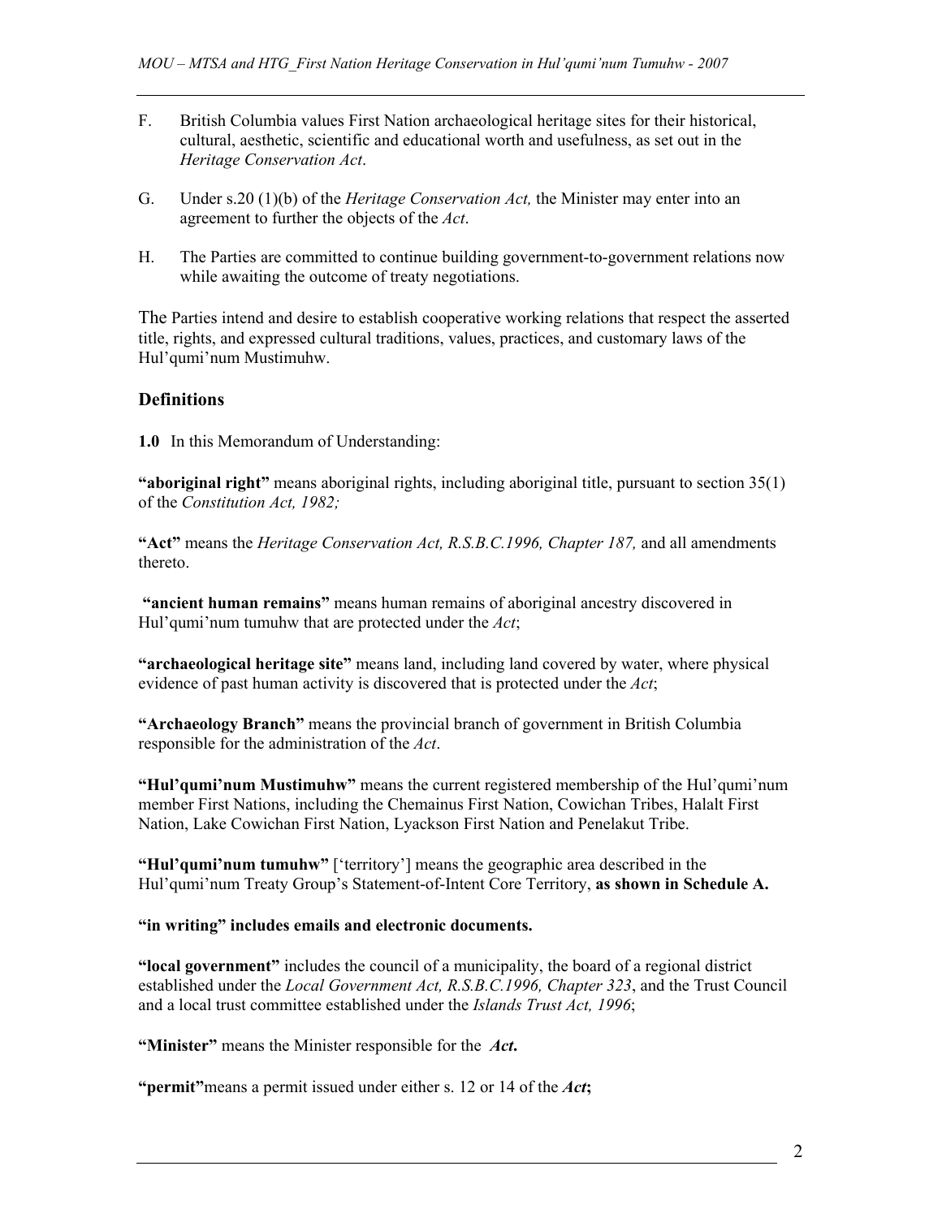F. British Columbia values First Nation archaeological heritage sites for their historical, cultural, aesthetic, scientific and educational worth and usefulness, as set out in the *Heritage Conservation Act*.

G. Under s.20 (1)(b) of the *Heritage Conservation Act,* the Minister may enter into an agreement to further the objects of the *Act*.

H. The Parties are committed to continue building government-to-government relations now while awaiting the outcome of treaty negotiations.

The Parties intend and desire to establish cooperative working relations that respect the asserted title, rights, and expressed cultural traditions, values, practices, and customary laws of the Hul'qumi'num Mustimuhw.

## Definitions

**1.0** In this Memorandum of Understanding:

**"aboriginal right"** means aboriginal rights, including aboriginal title, pursuant to section 35(1) of the *Constitution Act, 1982;*

**"Act"** means the *Heritage Conservation Act, R.S.B.C.1996, Chapter 187,* and all amendments thereto.

**"ancient human remains"** means human remains of aboriginal ancestry discovered in Hul'qumi'num tumuhw that are protected under the *Act*;

**"archaeological heritage site"** means land, including land covered by water, where physical evidence of past human activity is discovered that is protected under the *Act*;

**"Archaeology Branch"** means the provincial branch of government in British Columbia responsible for the administration of the *Act*.

**"Hul'qumi'num Mustimuhw"** means the current registered membership of the Hul'qumi'num member First Nations, including the Chemainus First Nation, Cowichan Tribes, Halalt First Nation, Lake Cowichan First Nation, Lyackson First Nation and Penelakut Tribe.

**"Hul'qumi'num tumuhw"** ['territory'] means the geographic area described in the Hul'qumi'num Treaty Group's Statement-of-Intent Core Territory, **as shown in Schedule A.**

**"in writing" includes emails and electronic documents.**

**"local government"** includes the council of a municipality, the board of a regional district established under the *Local Government Act, R.S.B.C.1996, Chapter 323*, and the Trust Council and a local trust committee established under the *Islands Trust Act, 1996*;

**"Minister"** means the Minister responsible for the ***Act*.**

**"permit"** means a permit issued under either s. 12 or 14 of the ***Act*;**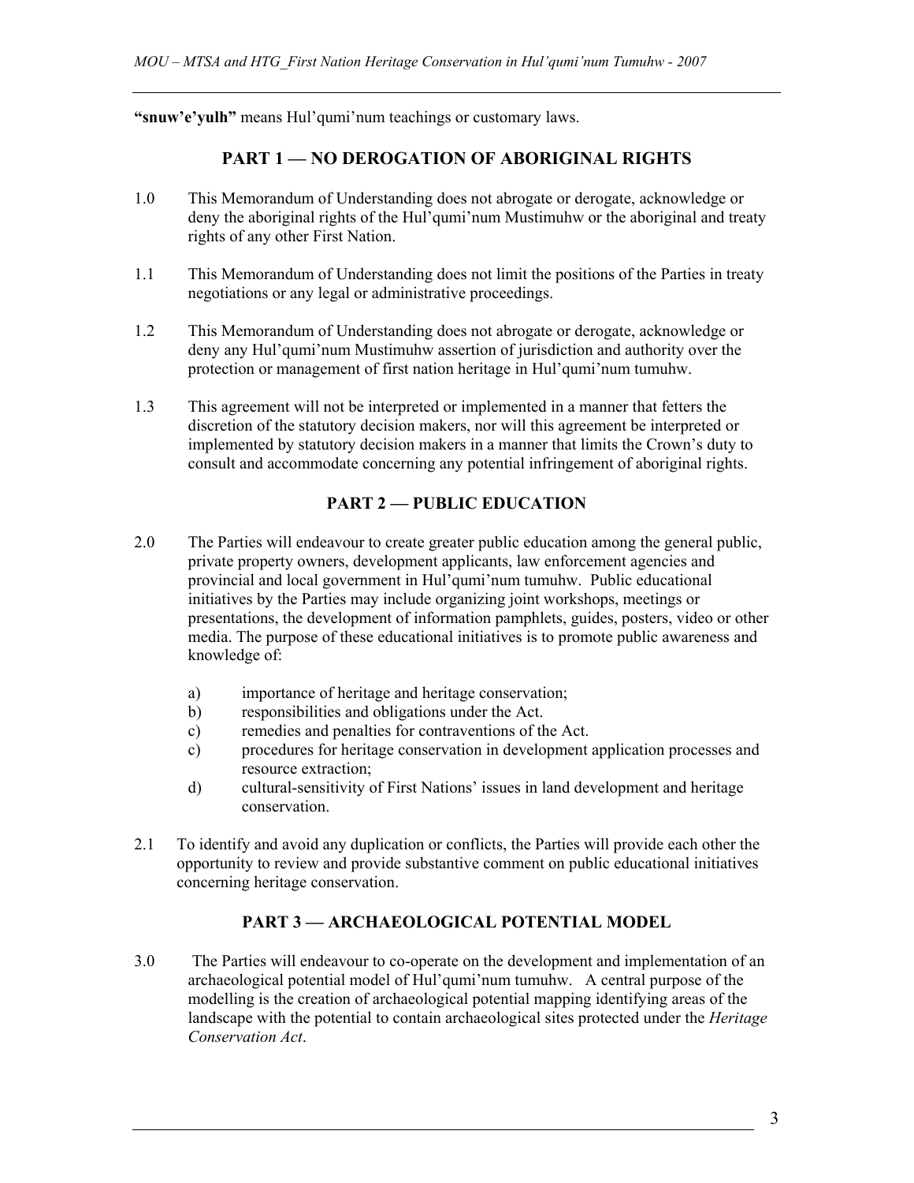**"snuw'e'yulh"** means Hul'qumi'num teachings or customary laws.

## PART 1 — NO DEROGATION OF ABORIGINAL RIGHTS

1.0 This Memorandum of Understanding does not abrogate or derogate, acknowledge or deny the aboriginal rights of the Hul'qumi'num Mustimuhw or the aboriginal and treaty rights of any other First Nation.

1.1 This Memorandum of Understanding does not limit the positions of the Parties in treaty negotiations or any legal or administrative proceedings.

1.2 This Memorandum of Understanding does not abrogate or derogate, acknowledge or deny any Hul'qumi'num Mustimuhw assertion of jurisdiction and authority over the protection or management of first nation heritage in Hul'qumi'num tumuhw.

1.3 This agreement will not be interpreted or implemented in a manner that fetters the discretion of the statutory decision makers, nor will this agreement be interpreted or implemented by statutory decision makers in a manner that limits the Crown's duty to consult and accommodate concerning any potential infringement of aboriginal rights.

## PART 2 — PUBLIC EDUCATION

2.0 The Parties will endeavour to create greater public education among the general public, private property owners, development applicants, law enforcement agencies and provincial and local government in Hul'qumi'num tumuhw. Public educational initiatives by the Parties may include organizing joint workshops, meetings or presentations, the development of information pamphlets, guides, posters, video or other media. The purpose of these educational initiatives is to promote public awareness and knowledge of:

a) importance of heritage and heritage conservation;
b) responsibilities and obligations under the Act.
c) remedies and penalties for contraventions of the Act.
c) procedures for heritage conservation in development application processes and resource extraction;
d) cultural-sensitivity of First Nations' issues in land development and heritage conservation.

2.1 To identify and avoid any duplication or conflicts, the Parties will provide each other the opportunity to review and provide substantive comment on public educational initiatives concerning heritage conservation.

## PART 3 — ARCHAEOLOGICAL POTENTIAL MODEL

3.0 The Parties will endeavour to co-operate on the development and implementation of an archaeological potential model of Hul'qumi'num tumuhw. A central purpose of the modelling is the creation of archaeological potential mapping identifying areas of the landscape with the potential to contain archaeological sites protected under the *Heritage Conservation Act*.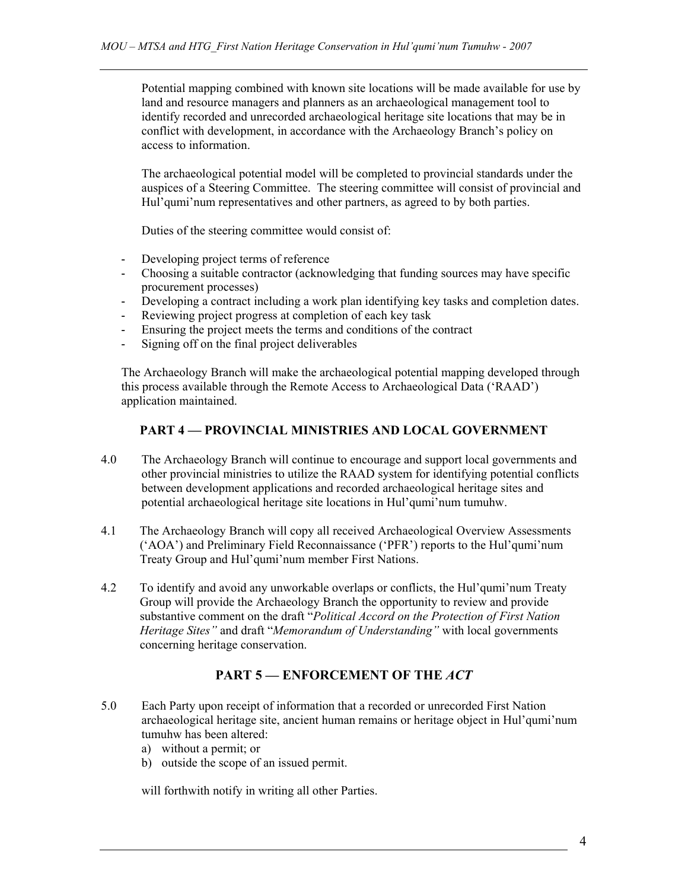Potential mapping combined with known site locations will be made available for use by land and resource managers and planners as an archaeological management tool to identify recorded and unrecorded archaeological heritage site locations that may be in conflict with development, in accordance with the Archaeology Branch's policy on access to information.

The archaeological potential model will be completed to provincial standards under the auspices of a Steering Committee. The steering committee will consist of provincial and Hul'qumi'num representatives and other partners, as agreed to by both parties.

Duties of the steering committee would consist of:

- Developing project terms of reference
- Choosing a suitable contractor (acknowledging that funding sources may have specific procurement processes)
- Developing a contract including a work plan identifying key tasks and completion dates.
- Reviewing project progress at completion of each key task
- Ensuring the project meets the terms and conditions of the contract
- Signing off on the final project deliverables

The Archaeology Branch will make the archaeological potential mapping developed through this process available through the Remote Access to Archaeological Data ('RAAD') application maintained.

## PART 4 — PROVINCIAL MINISTRIES AND LOCAL GOVERNMENT

4.0 The Archaeology Branch will continue to encourage and support local governments and other provincial ministries to utilize the RAAD system for identifying potential conflicts between development applications and recorded archaeological heritage sites and potential archaeological heritage site locations in Hul'qumi'num tumuhw.

4.1 The Archaeology Branch will copy all received Archaeological Overview Assessments ('AOA') and Preliminary Field Reconnaissance ('PFR') reports to the Hul'qumi'num Treaty Group and Hul'qumi'num member First Nations.

4.2 To identify and avoid any unworkable overlaps or conflicts, the Hul'qumi'num Treaty Group will provide the Archaeology Branch the opportunity to review and provide substantive comment on the draft "*Political Accord on the Protection of First Nation Heritage Sites"* and draft "*Memorandum of Understanding"* with local governments concerning heritage conservation.

## PART 5 — ENFORCEMENT OF THE *ACT*

5.0 Each Party upon receipt of information that a recorded or unrecorded First Nation archaeological heritage site, ancient human remains or heritage object in Hul'qumi'num tumuhw has been altered:

a) without a permit; or
b) outside the scope of an issued permit.

will forthwith notify in writing all other Parties.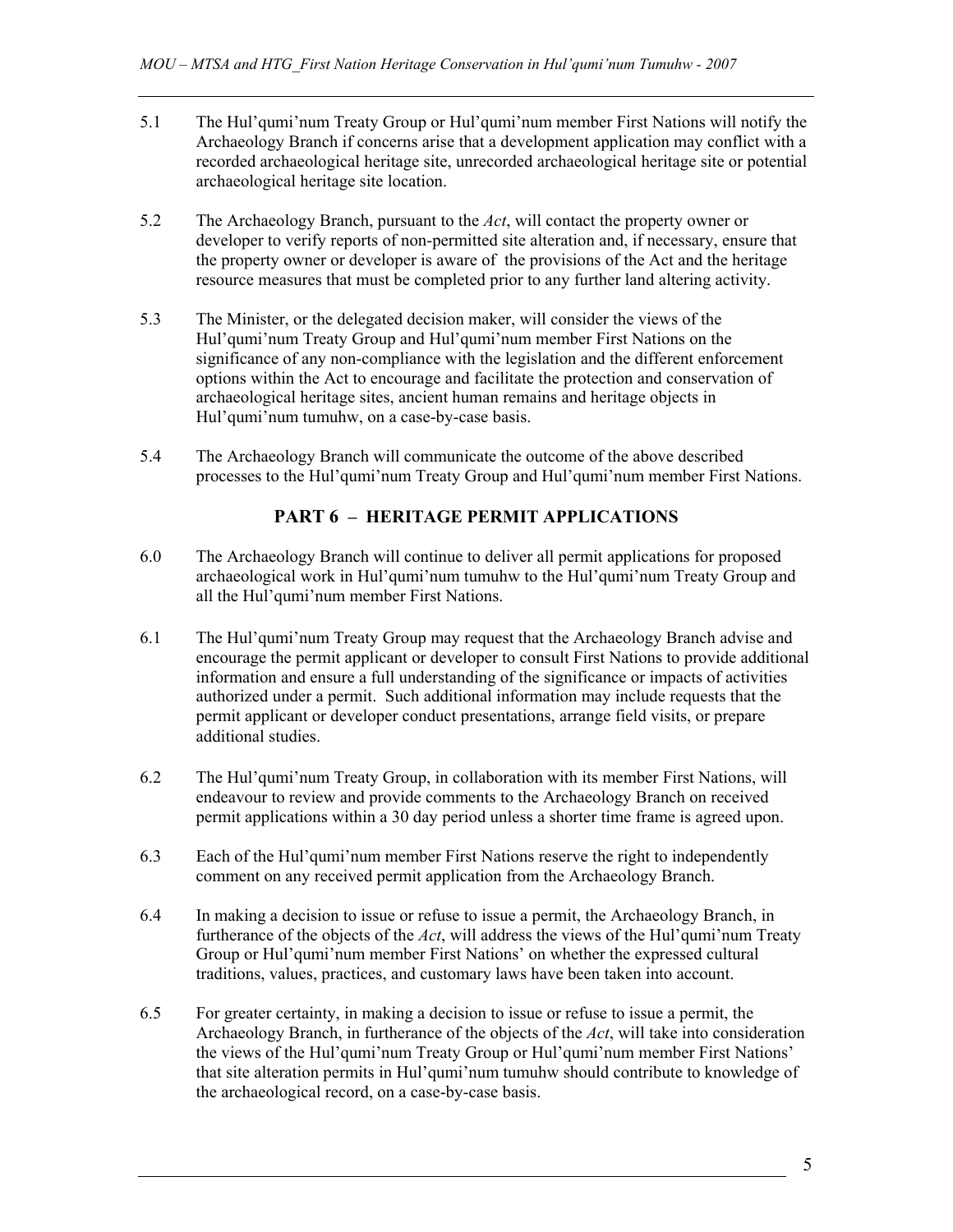5.1 The Hul'qumi'num Treaty Group or Hul'qumi'num member First Nations will notify the Archaeology Branch if concerns arise that a development application may conflict with a recorded archaeological heritage site, unrecorded archaeological heritage site or potential archaeological heritage site location.

5.2 The Archaeology Branch, pursuant to the *Act*, will contact the property owner or developer to verify reports of non-permitted site alteration and, if necessary, ensure that the property owner or developer is aware of the provisions of the Act and the heritage resource measures that must be completed prior to any further land altering activity.

5.3 The Minister, or the delegated decision maker, will consider the views of the Hul'qumi'num Treaty Group and Hul'qumi'num member First Nations on the significance of any non-compliance with the legislation and the different enforcement options within the Act to encourage and facilitate the protection and conservation of archaeological heritage sites, ancient human remains and heritage objects in Hul'qumi'num tumuhw, on a case-by-case basis.

5.4 The Archaeology Branch will communicate the outcome of the above described processes to the Hul'qumi'num Treaty Group and Hul'qumi'num member First Nations.

## PART 6 – HERITAGE PERMIT APPLICATIONS

6.0 The Archaeology Branch will continue to deliver all permit applications for proposed archaeological work in Hul'qumi'num tumuhw to the Hul'qumi'num Treaty Group and all the Hul'qumi'num member First Nations.

6.1 The Hul'qumi'num Treaty Group may request that the Archaeology Branch advise and encourage the permit applicant or developer to consult First Nations to provide additional information and ensure a full understanding of the significance or impacts of activities authorized under a permit. Such additional information may include requests that the permit applicant or developer conduct presentations, arrange field visits, or prepare additional studies.

6.2 The Hul'qumi'num Treaty Group, in collaboration with its member First Nations, will endeavour to review and provide comments to the Archaeology Branch on received permit applications within a 30 day period unless a shorter time frame is agreed upon.

6.3 Each of the Hul'qumi'num member First Nations reserve the right to independently comment on any received permit application from the Archaeology Branch.

6.4 In making a decision to issue or refuse to issue a permit, the Archaeology Branch, in furtherance of the objects of the *Act*, will address the views of the Hul'qumi'num Treaty Group or Hul'qumi'num member First Nations' on whether the expressed cultural traditions, values, practices, and customary laws have been taken into account.

6.5 For greater certainty, in making a decision to issue or refuse to issue a permit, the Archaeology Branch, in furtherance of the objects of the *Act*, will take into consideration the views of the Hul'qumi'num Treaty Group or Hul'qumi'num member First Nations' that site alteration permits in Hul'qumi'num tumuhw should contribute to knowledge of the archaeological record, on a case-by-case basis.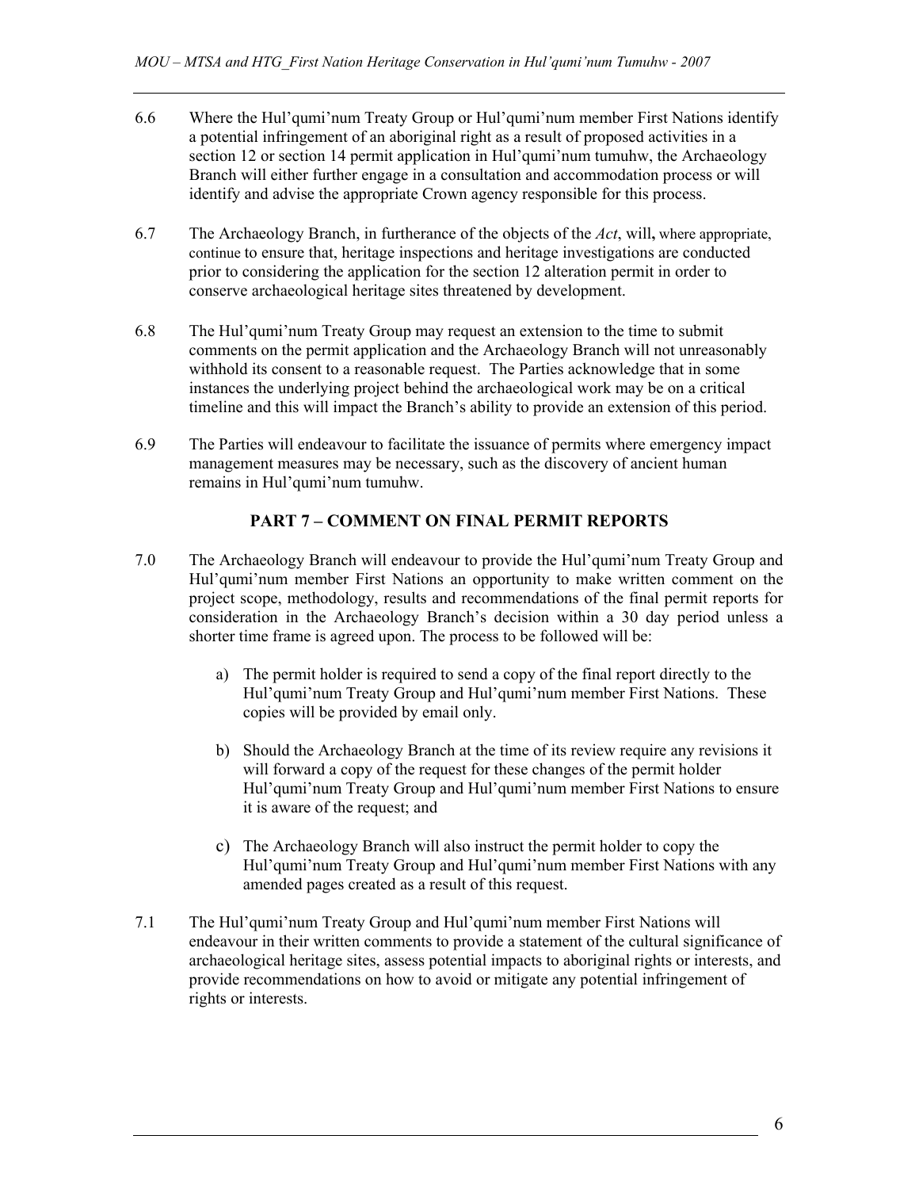6.6 Where the Hul'qumi'num Treaty Group or Hul'qumi'num member First Nations identify a potential infringement of an aboriginal right as a result of proposed activities in a section 12 or section 14 permit application in Hul'qumi'num tumuhw, the Archaeology Branch will either further engage in a consultation and accommodation process or will identify and advise the appropriate Crown agency responsible for this process.

6.7 The Archaeology Branch, in furtherance of the objects of the *Act*, will**,** where appropriate, continue to ensure that, heritage inspections and heritage investigations are conducted prior to considering the application for the section 12 alteration permit in order to conserve archaeological heritage sites threatened by development.

6.8 The Hul'qumi'num Treaty Group may request an extension to the time to submit comments on the permit application and the Archaeology Branch will not unreasonably withhold its consent to a reasonable request. The Parties acknowledge that in some instances the underlying project behind the archaeological work may be on a critical timeline and this will impact the Branch's ability to provide an extension of this period.

6.9 The Parties will endeavour to facilitate the issuance of permits where emergency impact management measures may be necessary, such as the discovery of ancient human remains in Hul'qumi'num tumuhw.

## PART 7 – COMMENT ON FINAL PERMIT REPORTS

7.0 The Archaeology Branch will endeavour to provide the Hul'qumi'num Treaty Group and Hul'qumi'num member First Nations an opportunity to make written comment on the project scope, methodology, results and recommendations of the final permit reports for consideration in the Archaeology Branch's decision within a 30 day period unless a shorter time frame is agreed upon. The process to be followed will be:

a) The permit holder is required to send a copy of the final report directly to the Hul'qumi'num Treaty Group and Hul'qumi'num member First Nations. These copies will be provided by email only.

b) Should the Archaeology Branch at the time of its review require any revisions it will forward a copy of the request for these changes of the permit holder Hul'qumi'num Treaty Group and Hul'qumi'num member First Nations to ensure it is aware of the request; and

c) The Archaeology Branch will also instruct the permit holder to copy the Hul'qumi'num Treaty Group and Hul'qumi'num member First Nations with any amended pages created as a result of this request.

7.1 The Hul'qumi'num Treaty Group and Hul'qumi'num member First Nations will endeavour in their written comments to provide a statement of the cultural significance of archaeological heritage sites, assess potential impacts to aboriginal rights or interests, and provide recommendations on how to avoid or mitigate any potential infringement of rights or interests.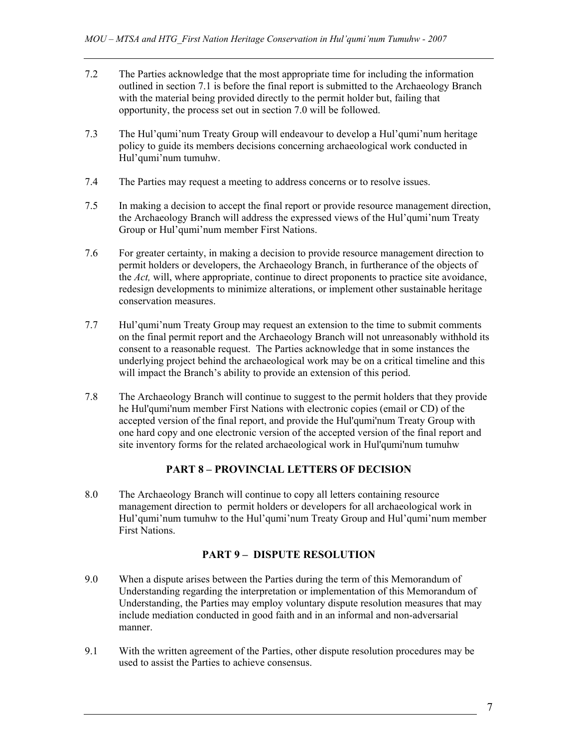7.2 The Parties acknowledge that the most appropriate time for including the information outlined in section 7.1 is before the final report is submitted to the Archaeology Branch with the material being provided directly to the permit holder but, failing that opportunity, the process set out in section 7.0 will be followed.

7.3 The Hul'qumi'num Treaty Group will endeavour to develop a Hul'qumi'num heritage policy to guide its members decisions concerning archaeological work conducted in Hul'qumi'num tumuhw.

7.4 The Parties may request a meeting to address concerns or to resolve issues.

7.5 In making a decision to accept the final report or provide resource management direction, the Archaeology Branch will address the expressed views of the Hul'qumi'num Treaty Group or Hul'qumi'num member First Nations.

7.6 For greater certainty, in making a decision to provide resource management direction to permit holders or developers, the Archaeology Branch, in furtherance of the objects of the *Act,* will, where appropriate, continue to direct proponents to practice site avoidance, redesign developments to minimize alterations, or implement other sustainable heritage conservation measures.

7.7 Hul'qumi'num Treaty Group may request an extension to the time to submit comments on the final permit report and the Archaeology Branch will not unreasonably withhold its consent to a reasonable request. The Parties acknowledge that in some instances the underlying project behind the archaeological work may be on a critical timeline and this will impact the Branch's ability to provide an extension of this period.

7.8 The Archaeology Branch will continue to suggest to the permit holders that they provide he Hul'qumi'num member First Nations with electronic copies (email or CD) of the accepted version of the final report, and provide the Hul'qumi'num Treaty Group with one hard copy and one electronic version of the accepted version of the final report and site inventory forms for the related archaeological work in Hul'qumi'num tumuhw

## PART 8 – PROVINCIAL LETTERS OF DECISION

8.0 The Archaeology Branch will continue to copy all letters containing resource management direction to permit holders or developers for all archaeological work in Hul'qumi'num tumuhw to the Hul'qumi'num Treaty Group and Hul'qumi'num member First Nations.

## PART 9 – DISPUTE RESOLUTION

9.0 When a dispute arises between the Parties during the term of this Memorandum of Understanding regarding the interpretation or implementation of this Memorandum of Understanding, the Parties may employ voluntary dispute resolution measures that may include mediation conducted in good faith and in an informal and non-adversarial manner.

9.1 With the written agreement of the Parties, other dispute resolution procedures may be used to assist the Parties to achieve consensus.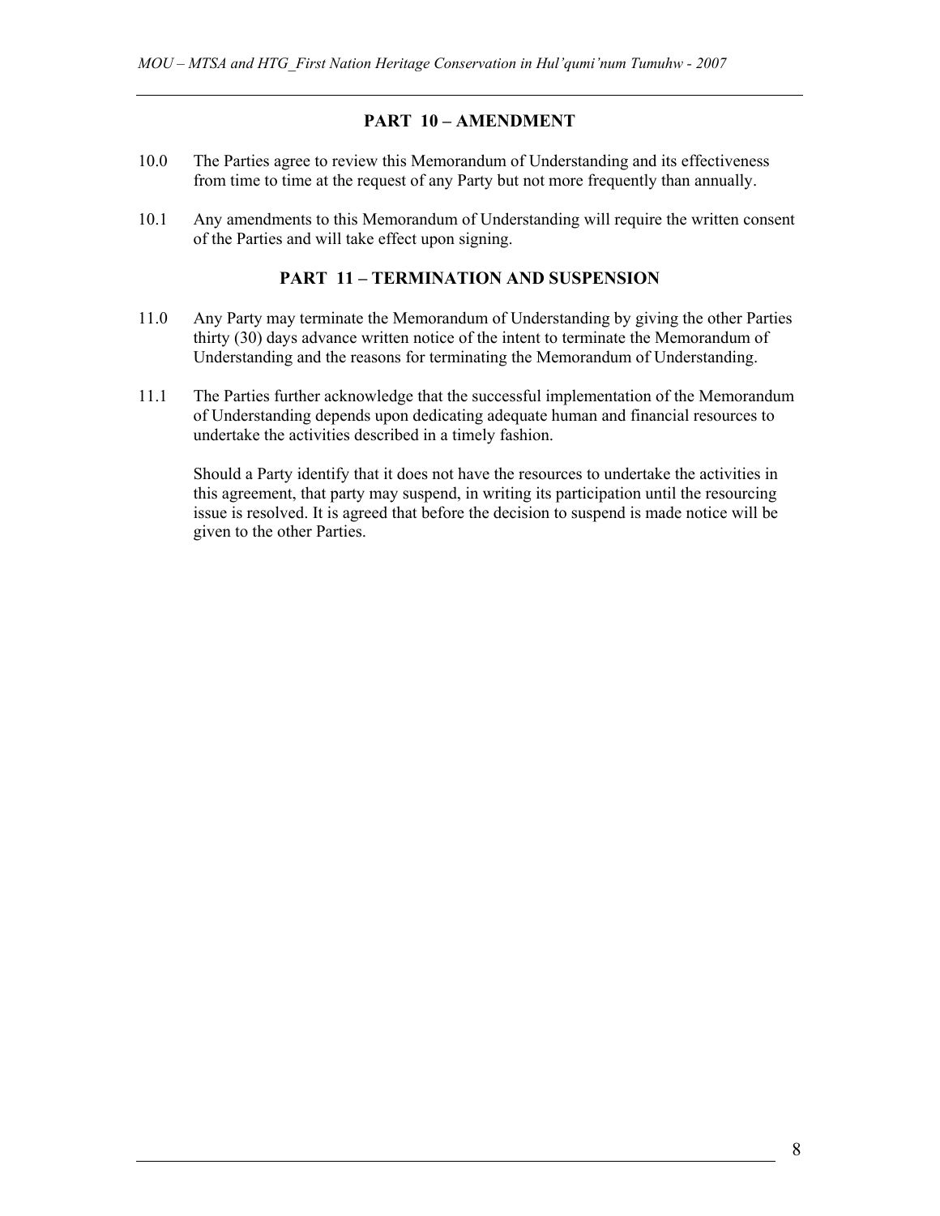## PART 10 – AMENDMENT

10.0 The Parties agree to review this Memorandum of Understanding and its effectiveness from time to time at the request of any Party but not more frequently than annually.

10.1 Any amendments to this Memorandum of Understanding will require the written consent of the Parties and will take effect upon signing.

## PART 11 – TERMINATION AND SUSPENSION

11.0 Any Party may terminate the Memorandum of Understanding by giving the other Parties thirty (30) days advance written notice of the intent to terminate the Memorandum of Understanding and the reasons for terminating the Memorandum of Understanding.

11.1 The Parties further acknowledge that the successful implementation of the Memorandum of Understanding depends upon dedicating adequate human and financial resources to undertake the activities described in a timely fashion.

Should a Party identify that it does not have the resources to undertake the activities in this agreement, that party may suspend, in writing its participation until the resourcing issue is resolved. It is agreed that before the decision to suspend is made notice will be given to the other Parties.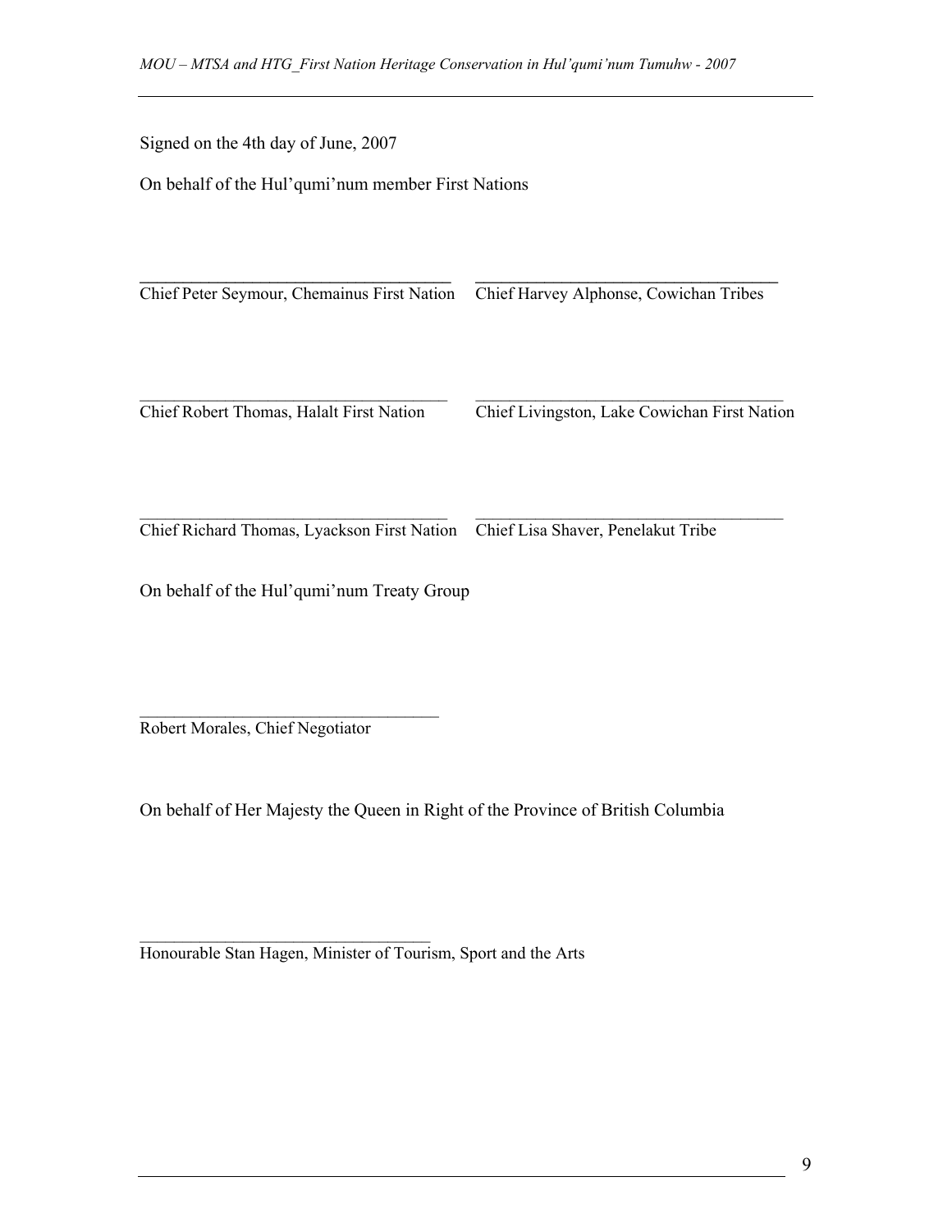Signed on the 4th day of June, 2007

On behalf of the Hul'qumi'num member First Nations

\_\_\_\_\_\_\_\_\_\_\_\_\_\_\_\_\_\_\_\_\_\_\_\_\_\_\_\_\_\_\_\_\_\_\_\_
Chief Peter Seymour, Chemainus First Nation

\_\_\_\_\_\_\_\_\_\_\_\_\_\_\_\_\_\_\_\_\_\_\_\_\_\_\_\_\_\_\_\_\_\_\_\_
Chief Harvey Alphonse, Cowichan Tribes

\_\_\_\_\_\_\_\_\_\_\_\_\_\_\_\_\_\_\_\_\_\_\_\_\_\_\_\_\_\_\_\_\_\_\_\_
Chief Robert Thomas, Halalt First Nation

\_\_\_\_\_\_\_\_\_\_\_\_\_\_\_\_\_\_\_\_\_\_\_\_\_\_\_\_\_\_\_\_\_\_\_\_
Chief Livingston, Lake Cowichan First Nation

\_\_\_\_\_\_\_\_\_\_\_\_\_\_\_\_\_\_\_\_\_\_\_\_\_\_\_\_\_\_\_\_\_\_\_\_
Chief Richard Thomas, Lyackson First Nation

\_\_\_\_\_\_\_\_\_\_\_\_\_\_\_\_\_\_\_\_\_\_\_\_\_\_\_\_\_\_\_\_\_\_\_\_
Chief Lisa Shaver, Penelakut Tribe

On behalf of the Hul'qumi'num Treaty Group

\_\_\_\_\_\_\_\_\_\_\_\_\_\_\_\_\_\_\_\_\_\_\_\_\_\_\_\_\_\_\_\_\_\_\_\_
Robert Morales, Chief Negotiator

On behalf of Her Majesty the Queen in Right of the Province of British Columbia

\_\_\_\_\_\_\_\_\_\_\_\_\_\_\_\_\_\_\_\_\_\_\_\_\_\_\_\_\_\_\_\_\_\_\_\_
Honourable Stan Hagen, Minister of Tourism, Sport and the Arts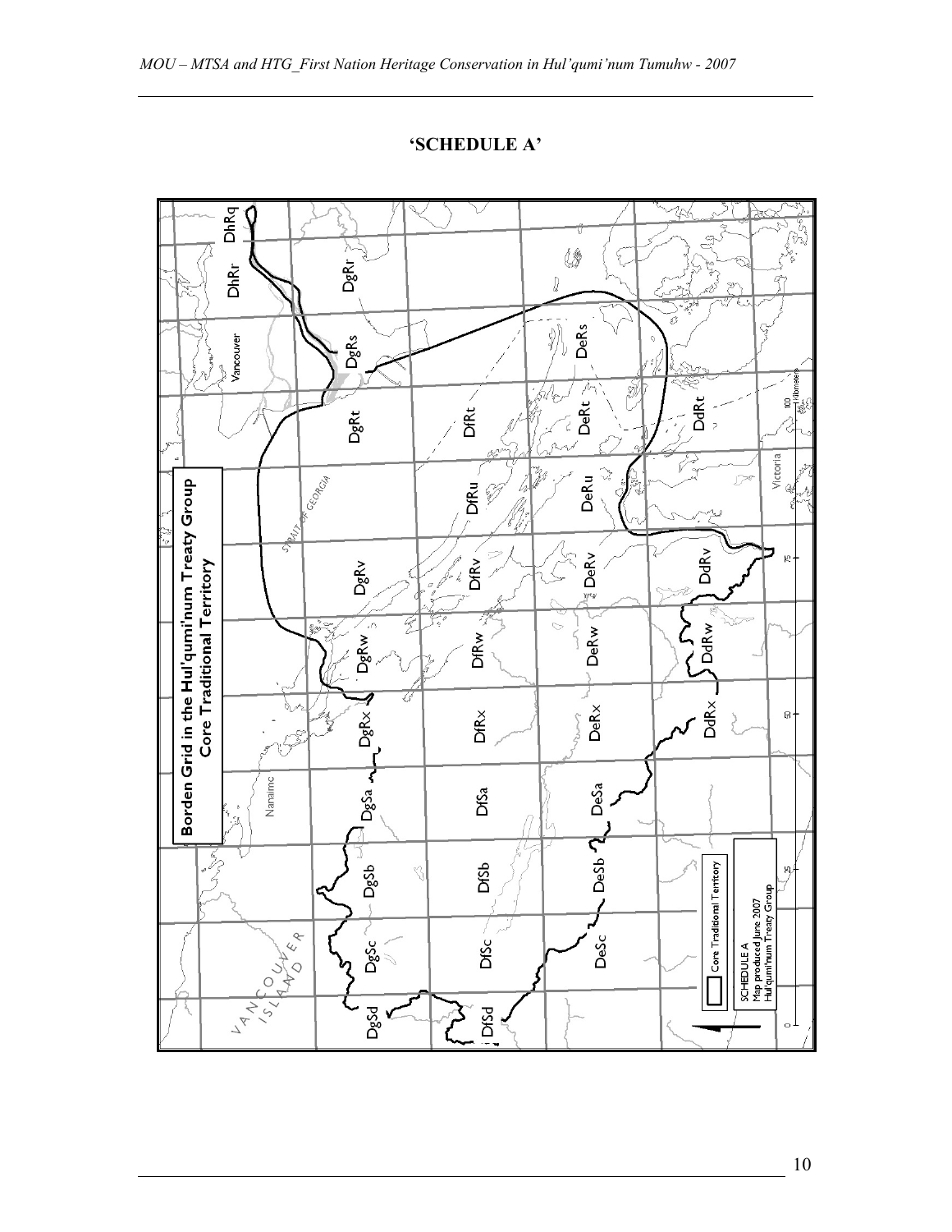**'SCHEDULE A'**

Borden Grid in the Hul'qumi'num Treaty Group Core Traditional Territory

DhRq
DhRr
DgRr
DgRs
Vancouver
DeRs
DgRt
DfRt
DeRt
DdRt
DfRu
DeRu
Victoria
STRAIT OF GEORGIA
DgRv
DfRv
DeRv
DdRv
DgRw
DfRw
DeRw
DdRw
DgRx
DfRx
DeRx
DdRx
Nanaimo
DgSa
DfSa
DeSa
DgSb
DfSb
DeSb
DgSc
DfSc
DeSc
DgSd
DfSd
VANCOUVER ISLAND

0
25
50
75
100
Kilometers

Core Traditional Territory

SCHEDULE A
Map produced June 2007
Hul'qumi'num Treaty Group